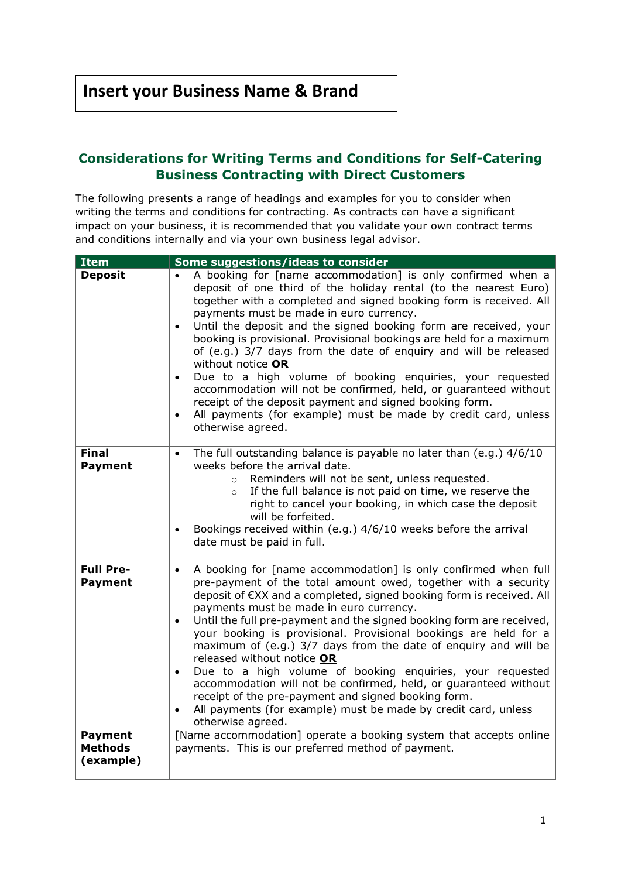# Insert your Business Name & Brand

## Considerations for Writing Terms and Conditions for Self-Catering Business Contracting with Direct Customers

The following presents a range of headings and examples for you to consider when writing the terms and conditions for contracting. As contracts can have a significant impact on your business, it is recommended that you validate your own contract terms and conditions internally and via your own business legal advisor.

| Item | Some suggestions/ideas to consider |
| --- | --- |
| **Deposit** | • A booking for [name accommodation] is only confirmed when a deposit of one third of the holiday rental (to the nearest Euro) together with a completed and signed booking form is received. All payments must be made in euro currency.<br>• Until the deposit and the signed booking form are received, your booking is provisional. Provisional bookings are held for a maximum of (e.g.) 3/7 days from the date of enquiry and will be released without notice **OR**<br>• Due to a high volume of booking enquiries, your requested accommodation will not be confirmed, held, or guaranteed without receipt of the deposit payment and signed booking form.<br>• All payments (for example) must be made by credit card, unless otherwise agreed. |
| **Final Payment** | • The full outstanding balance is payable no later than (e.g.) 4/6/10 weeks before the arrival date.<br>  ○ Reminders will not be sent, unless requested.<br>  ○ If the full balance is not paid on time, we reserve the right to cancel your booking, in which case the deposit will be forfeited.<br>• Bookings received within (e.g.) 4/6/10 weeks before the arrival date must be paid in full. |
| **Full Pre-Payment** | • A booking for [name accommodation] is only confirmed when full pre-payment of the total amount owed, together with a security deposit of €XX and a completed, signed booking form is received. All payments must be made in euro currency.<br>• Until the full pre-payment and the signed booking form are received, your booking is provisional. Provisional bookings are held for a maximum of (e.g.) 3/7 days from the date of enquiry and will be released without notice **OR**<br>• Due to a high volume of booking enquiries, your requested accommodation will not be confirmed, held, or guaranteed without receipt of the pre-payment and signed booking form.<br>• All payments (for example) must be made by credit card, unless otherwise agreed. |
| **Payment Methods (example)** | [Name accommodation] operate a booking system that accepts online payments. This is our preferred method of payment. |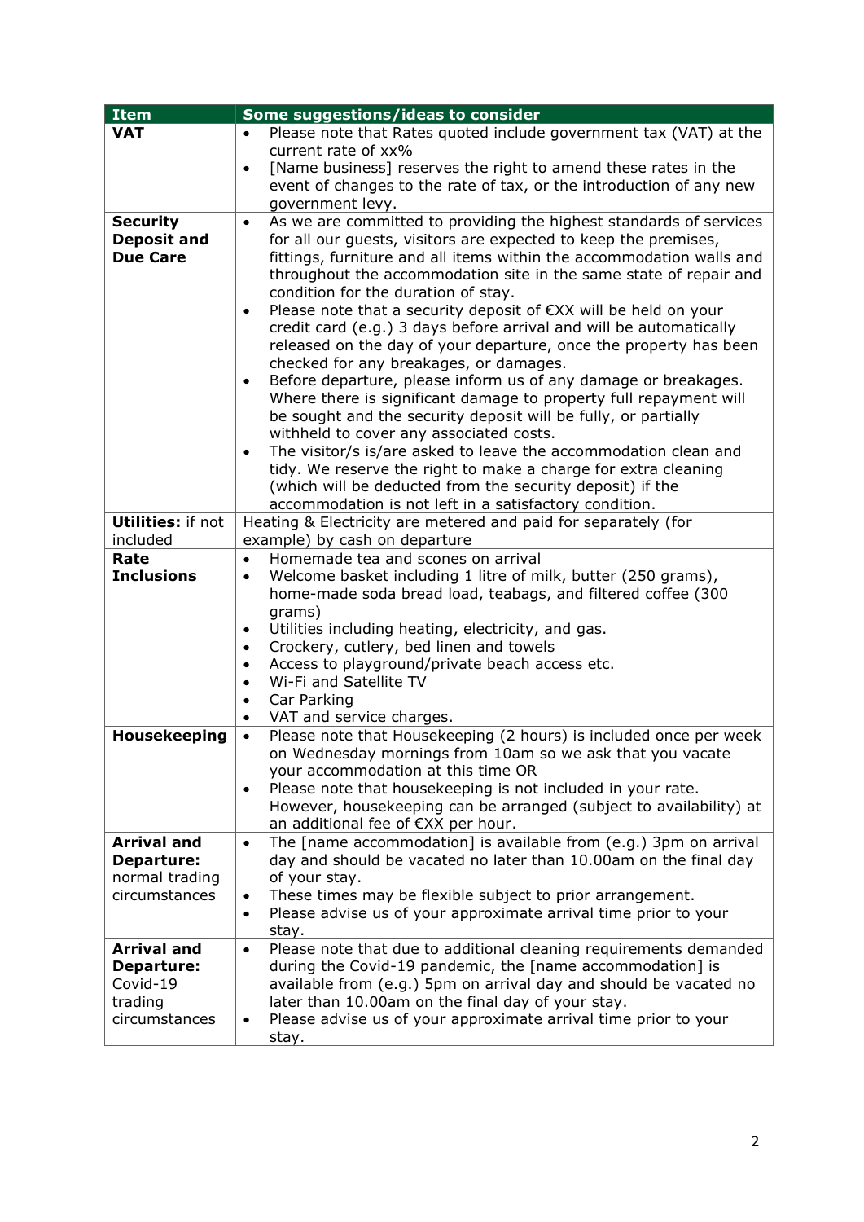| Item | Some suggestions/ideas to consider |
|---|---|
| **VAT** | • Please note that Rates quoted include government tax (VAT) at the current rate of xx%<br>• [Name business] reserves the right to amend these rates in the event of changes to the rate of tax, or the introduction of any new government levy. |
| **Security Deposit and Due Care** | • As we are committed to providing the highest standards of services for all our guests, visitors are expected to keep the premises, fittings, furniture and all items within the accommodation walls and throughout the accommodation site in the same state of repair and condition for the duration of stay.<br>• Please note that a security deposit of €XX will be held on your credit card (e.g.) 3 days before arrival and will be automatically released on the day of your departure, once the property has been checked for any breakages, or damages.<br>• Before departure, please inform us of any damage or breakages. Where there is significant damage to property full repayment will be sought and the security deposit will be fully, or partially withheld to cover any associated costs.<br>• The visitor/s is/are asked to leave the accommodation clean and tidy. We reserve the right to make a charge for extra cleaning (which will be deducted from the security deposit) if the accommodation is not left in a satisfactory condition. |
| **Utilities:** if not included | Heating & Electricity are metered and paid for separately (for example) by cash on departure |
| **Rate Inclusions** | • Homemade tea and scones on arrival<br>• Welcome basket including 1 litre of milk, butter (250 grams), home-made soda bread load, teabags, and filtered coffee (300 grams)<br>• Utilities including heating, electricity, and gas.<br>• Crockery, cutlery, bed linen and towels<br>• Access to playground/private beach access etc.<br>• Wi-Fi and Satellite TV<br>• Car Parking<br>• VAT and service charges. |
| **Housekeeping** | • Please note that Housekeeping (2 hours) is included once per week on Wednesday mornings from 10am so we ask that you vacate your accommodation at this time OR<br>• Please note that housekeeping is not included in your rate. However, housekeeping can be arranged (subject to availability) at an additional fee of €XX per hour. |
| **Arrival and Departure:** normal trading circumstances | • The [name accommodation] is available from (e.g.) 3pm on arrival day and should be vacated no later than 10.00am on the final day of your stay.<br>• These times may be flexible subject to prior arrangement.<br>• Please advise us of your approximate arrival time prior to your stay. |
| **Arrival and Departure:** Covid-19 trading circumstances | • Please note that due to additional cleaning requirements demanded during the Covid-19 pandemic, the [name accommodation] is available from (e.g.) 5pm on arrival day and should be vacated no later than 10.00am on the final day of your stay.<br>• Please advise us of your approximate arrival time prior to your stay. |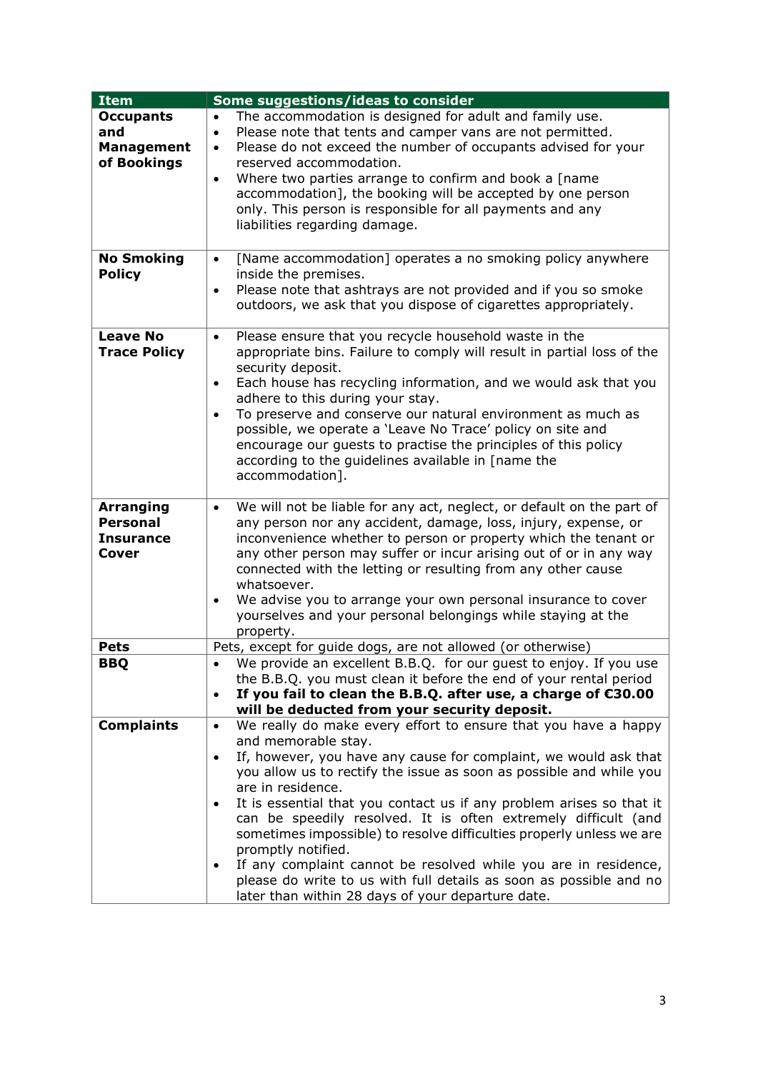| Item | Some suggestions/ideas to consider |
|---|---|
| **Occupants and Management of Bookings** | • The accommodation is designed for adult and family use.<br>• Please note that tents and camper vans are not permitted.<br>• Please do not exceed the number of occupants advised for your reserved accommodation.<br>• Where two parties arrange to confirm and book a [name accommodation], the booking will be accepted by one person only. This person is responsible for all payments and any liabilities regarding damage. |
| **No Smoking Policy** | • [Name accommodation] operates a no smoking policy anywhere inside the premises.<br>• Please note that ashtrays are not provided and if you so smoke outdoors, we ask that you dispose of cigarettes appropriately. |
| **Leave No Trace Policy** | • Please ensure that you recycle household waste in the appropriate bins. Failure to comply will result in partial loss of the security deposit.<br>• Each house has recycling information, and we would ask that you adhere to this during your stay.<br>• To preserve and conserve our natural environment as much as possible, we operate a 'Leave No Trace' policy on site and encourage our guests to practise the principles of this policy according to the guidelines available in [name the accommodation]. |
| **Arranging Personal Insurance Cover** | • We will not be liable for any act, neglect, or default on the part of any person nor any accident, damage, loss, injury, expense, or inconvenience whether to person or property which the tenant or any other person may suffer or incur arising out of or in any way connected with the letting or resulting from any other cause whatsoever.<br>• We advise you to arrange your own personal insurance to cover yourselves and your personal belongings while staying at the property. |
| **Pets** | Pets, except for guide dogs, are not allowed (or otherwise) |
| **BBQ** | • We provide an excellent B.B.Q. for our guest to enjoy. If you use the B.B.Q. you must clean it before the end of your rental period<br>• **If you fail to clean the B.B.Q. after use, a charge of €30.00 will be deducted from your security deposit.** |
| **Complaints** | • We really do make every effort to ensure that you have a happy and memorable stay.<br>• If, however, you have any cause for complaint, we would ask that you allow us to rectify the issue as soon as possible and while you are in residence.<br>• It is essential that you contact us if any problem arises so that it can be speedily resolved. It is often extremely difficult (and sometimes impossible) to resolve difficulties properly unless we are promptly notified.<br>• If any complaint cannot be resolved while you are in residence, please do write to us with full details as soon as possible and no later than within 28 days of your departure date. |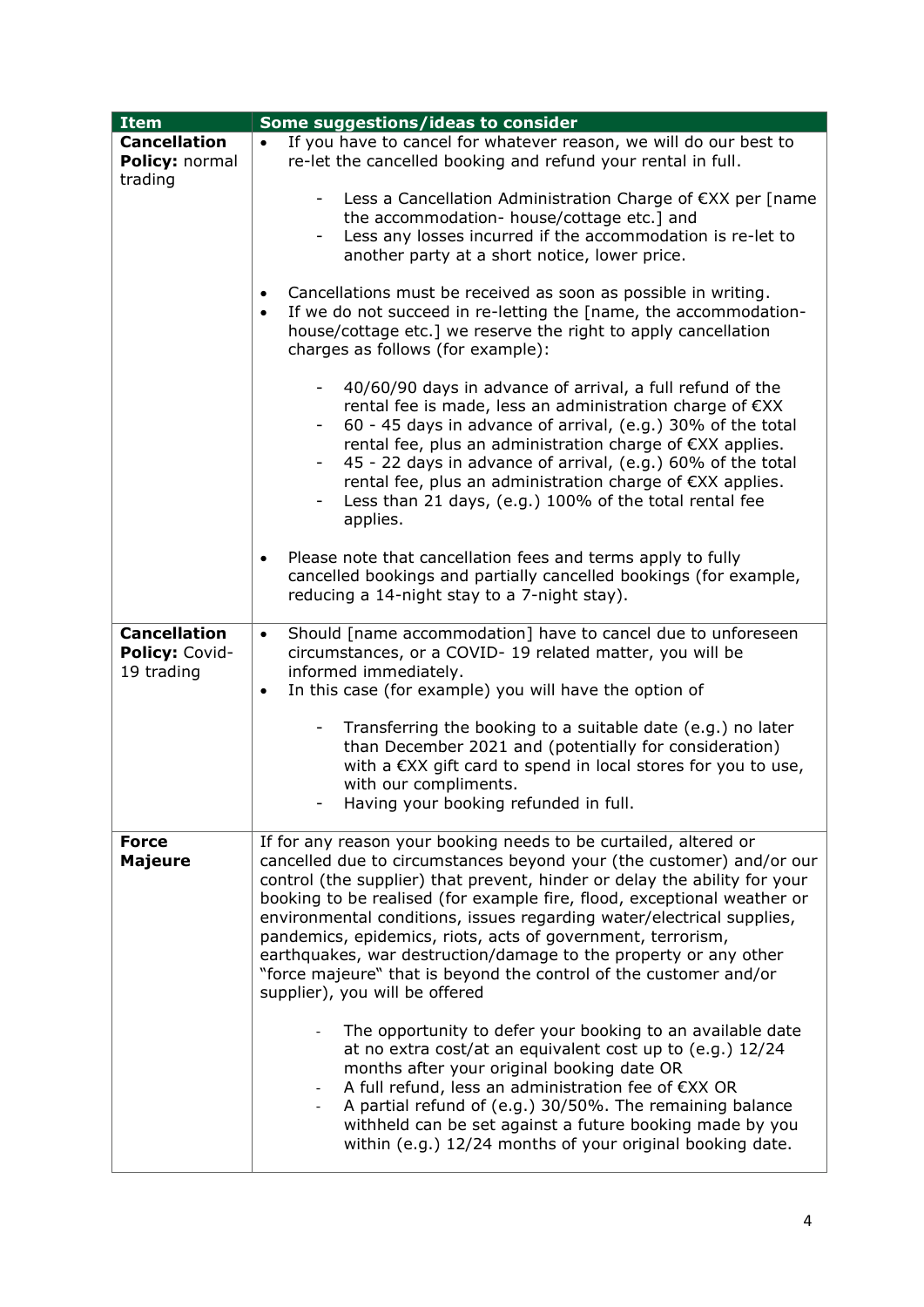| Item | Some suggestions/ideas to consider |
|---|---|
| **Cancellation Policy:** normal trading | • If you have to cancel for whatever reason, we will do our best to re-let the cancelled booking and refund your rental in full.<br>- Less a Cancellation Administration Charge of €XX per [name the accommodation- house/cottage etc.] and<br>- Less any losses incurred if the accommodation is re-let to another party at a short notice, lower price.<br><br>• Cancellations must be received as soon as possible in writing.<br>• If we do not succeed in re-letting the [name, the accommodation-house/cottage etc.] we reserve the right to apply cancellation charges as follows (for example):<br>- 40/60/90 days in advance of arrival, a full refund of the rental fee is made, less an administration charge of €XX<br>- 60 - 45 days in advance of arrival, (e.g.) 30% of the total rental fee, plus an administration charge of €XX applies.<br>- 45 - 22 days in advance of arrival, (e.g.) 60% of the total rental fee, plus an administration charge of €XX applies.<br>- Less than 21 days, (e.g.) 100% of the total rental fee applies.<br><br>• Please note that cancellation fees and terms apply to fully cancelled bookings and partially cancelled bookings (for example, reducing a 14-night stay to a 7-night stay). |
| **Cancellation Policy:** Covid-19 trading | • Should [name accommodation] have to cancel due to unforeseen circumstances, or a COVID- 19 related matter, you will be informed immediately.<br>• In this case (for example) you will have the option of<br>- Transferring the booking to a suitable date (e.g.) no later than December 2021 and (potentially for consideration) with a €XX gift card to spend in local stores for you to use, with our compliments.<br>- Having your booking refunded in full. |
| **Force Majeure** | If for any reason your booking needs to be curtailed, altered or cancelled due to circumstances beyond your (the customer) and/or our control (the supplier) that prevent, hinder or delay the ability for your booking to be realised (for example fire, flood, exceptional weather or environmental conditions, issues regarding water/electrical supplies, pandemics, epidemics, riots, acts of government, terrorism, earthquakes, war destruction/damage to the property or any other "force majeure" that is beyond the control of the customer and/or supplier), you will be offered<br>- The opportunity to defer your booking to an available date at no extra cost/at an equivalent cost up to (e.g.) 12/24 months after your original booking date OR<br>- A full refund, less an administration fee of €XX OR<br>- A partial refund of (e.g.) 30/50%. The remaining balance withheld can be set against a future booking made by you within (e.g.) 12/24 months of your original booking date. |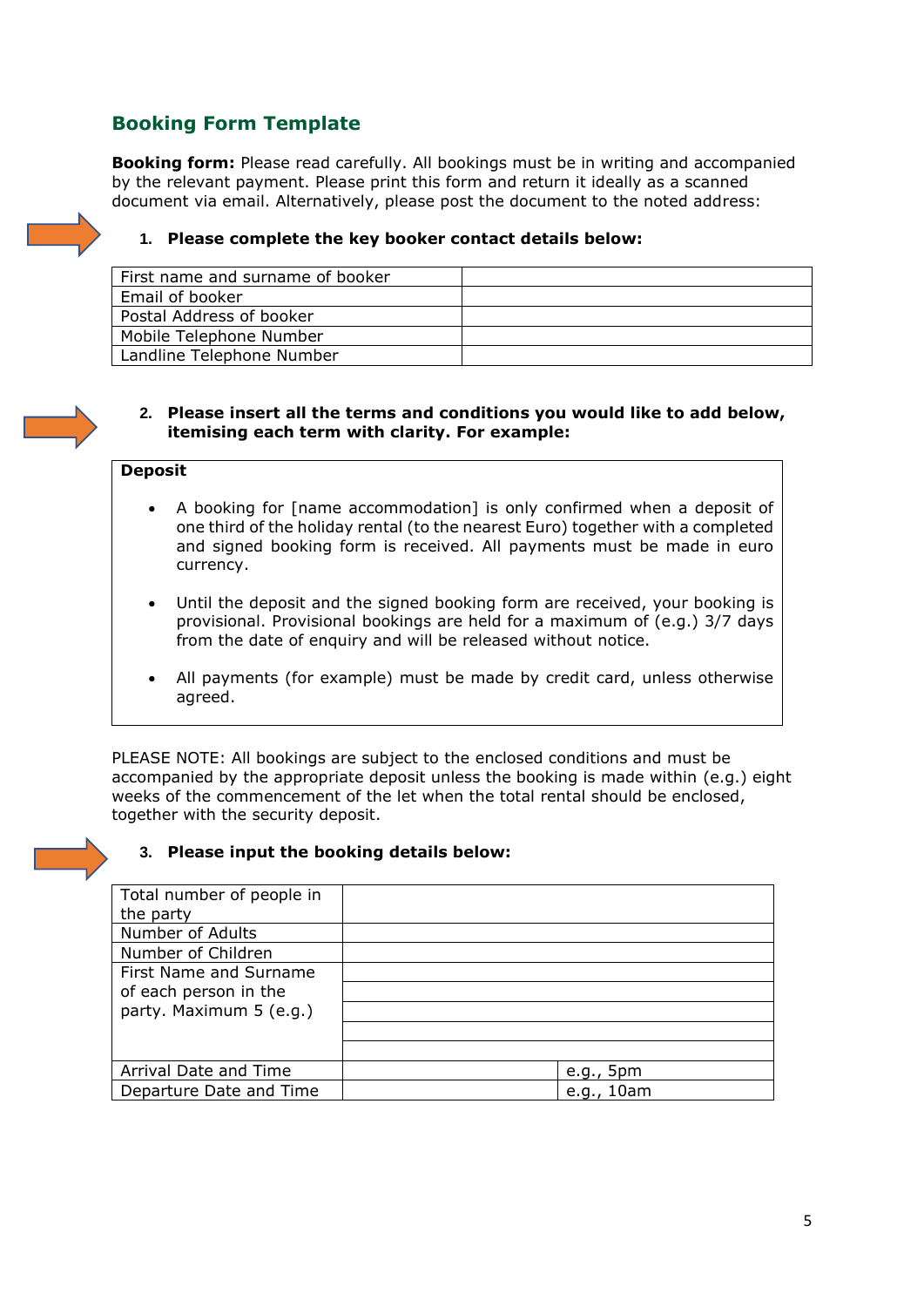## Booking Form Template

**Booking form:** Please read carefully. All bookings must be in writing and accompanied by the relevant payment. Please print this form and return it ideally as a scanned document via email. Alternatively, please post the document to the noted address:

1. **Please complete the key booker contact details below:**

| | |
|---|---|
| First name and surname of booker | |
| Email of booker | |
| Postal Address of booker | |
| Mobile Telephone Number | |
| Landline Telephone Number | |

2. **Please insert all the terms and conditions you would like to add below, itemising each term with clarity. For example:**

**Deposit**

- A booking for [name accommodation] is only confirmed when a deposit of one third of the holiday rental (to the nearest Euro) together with a completed and signed booking form is received. All payments must be made in euro currency.
- Until the deposit and the signed booking form are received, your booking is provisional. Provisional bookings are held for a maximum of (e.g.) 3/7 days from the date of enquiry and will be released without notice.
- All payments (for example) must be made by credit card, unless otherwise agreed.

PLEASE NOTE: All bookings are subject to the enclosed conditions and must be accompanied by the appropriate deposit unless the booking is made within (e.g.) eight weeks of the commencement of the let when the total rental should be enclosed, together with the security deposit.

3. **Please input the booking details below:**

| | | |
|---|---|---|
| Total number of people in the party | | |
| Number of Adults | | |
| Number of Children | | |
| First Name and Surname of each person in the party. Maximum 5 (e.g.) | | |
| | | |
| | | |
| | | |
| | | |
| Arrival Date and Time | | e.g., 5pm |
| Departure Date and Time | | e.g., 10am |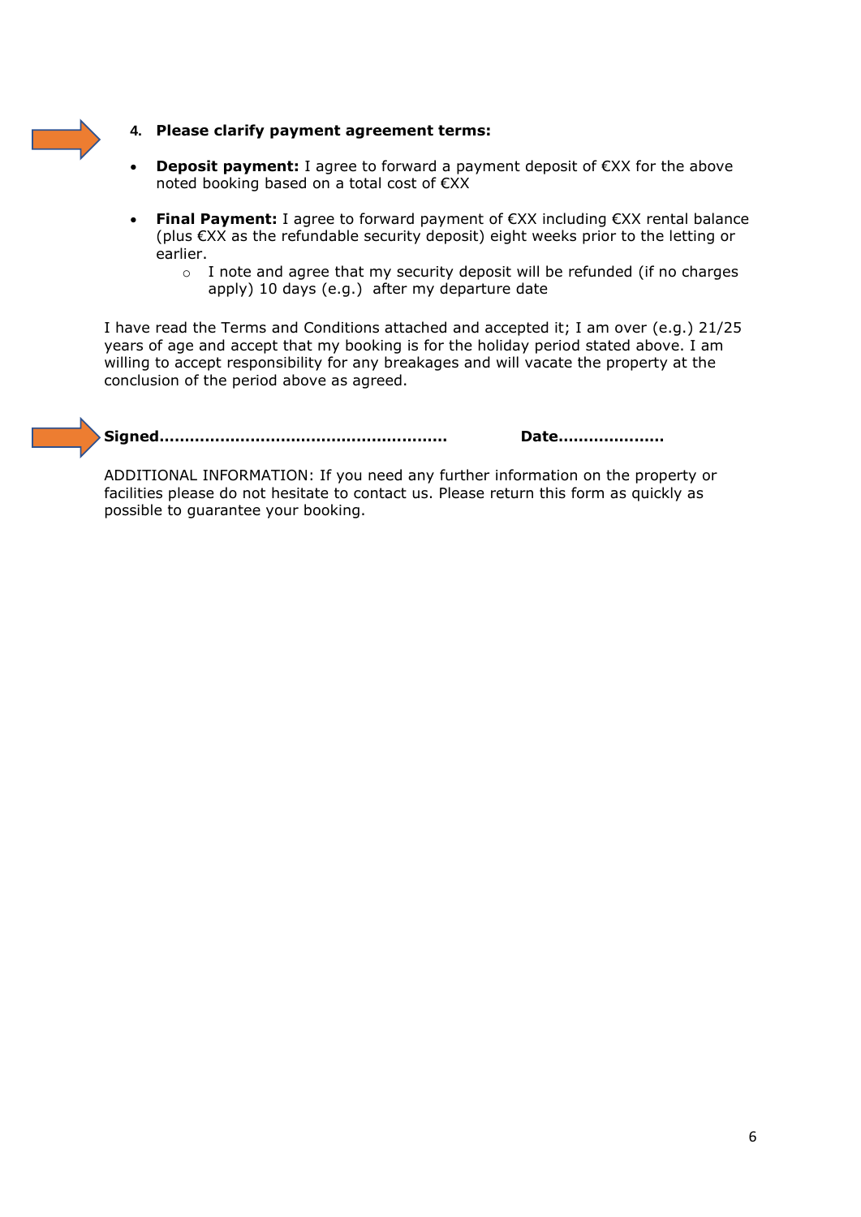4. **Please clarify payment agreement terms:**

- **Deposit payment:** I agree to forward a payment deposit of €XX for the above noted booking based on a total cost of €XX
- **Final Payment:** I agree to forward payment of €XX including €XX rental balance (plus €XX as the refundable security deposit) eight weeks prior to the letting or earlier.
    - I note and agree that my security deposit will be refunded (if no charges apply) 10 days (e.g.) after my departure date

I have read the Terms and Conditions attached and accepted it; I am over (e.g.) 21/25 years of age and accept that my booking is for the holiday period stated above. I am willing to accept responsibility for any breakages and will vacate the property at the conclusion of the period above as agreed.

**Signed……………………………………………………** **Date…………………**

ADDITIONAL INFORMATION: If you need any further information on the property or facilities please do not hesitate to contact us. Please return this form as quickly as possible to guarantee your booking.